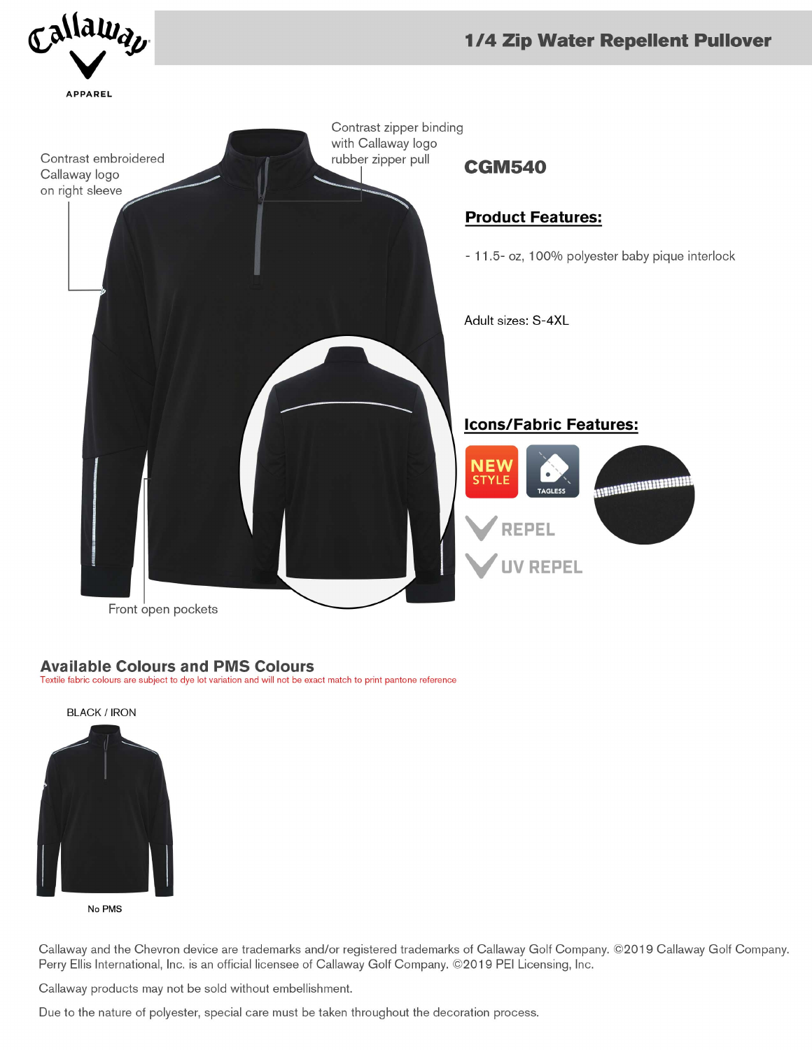# 1/4 Zip Water Repellent Pullover

Contrast embroidered Callaway logo on right sleeve

Contrast zipper binding with Callaway logo rubber zipper pull

Front open pockets

## CGM540

### Product Features:

- 11.5- oz, 100% polyester baby pique interlock

Adult sizes: S-4XL

### Icons/Fabric Features:

NEW STYLE

TAGLESS

REPEL

UV REPEL

## Available Colours and PMS Colours

Textile fabric colours are subject to dye lot variation and will not be exact match to print pantone reference

BLACK / IRON

No PMS

Callaway and the Chevron device are trademarks and/or registered trademarks of Callaway Golf Company. ©2019 Callaway Golf Company. Perry Ellis International, Inc. is an official licensee of Callaway Golf Company. ©2019 PEI Licensing, Inc.

Callaway products may not be sold without embellishment.

Due to the nature of polyester, special care must be taken throughout the decoration process.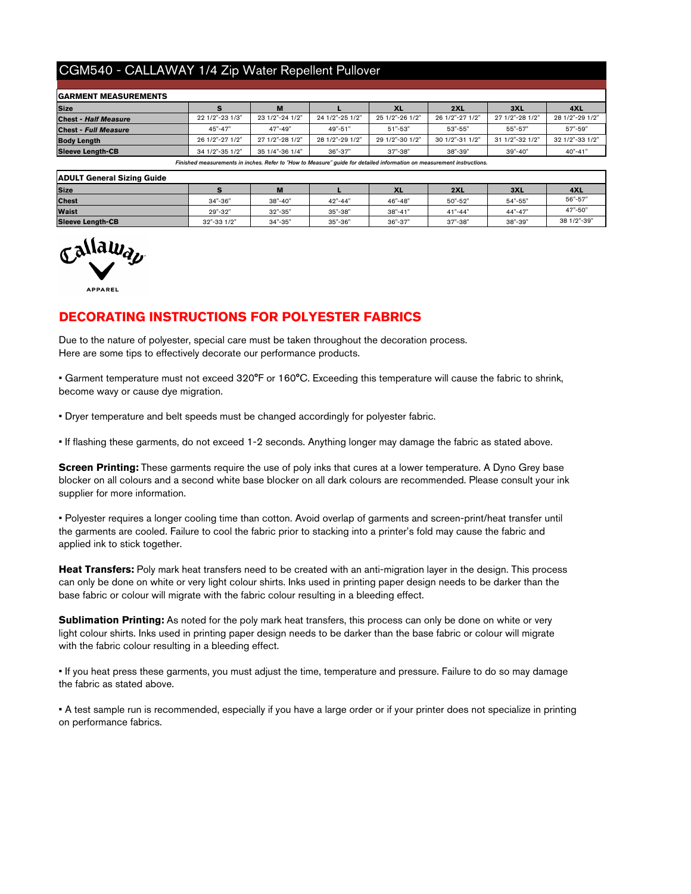# CGM540 - CALLAWAY 1/4 Zip Water Repellent Pullover

**GARMENT MEASUREMENTS**

| Size | S | M | L | XL | 2XL | 3XL | 4XL |
|---|---|---|---|---|---|---|---|
| Chest - *Half Measure* | 22 1/2"-23 1/3" | 23 1/2"-24 1/2" | 24 1/2"-25 1/2" | 25 1/2"-26 1/2" | 26 1/2"-27 1/2" | 27 1/2"-28 1/2" | 28 1/2"-29 1/2" |
| Chest - *Full Measure* | 45"-47" | 47"-49" | 49"-51" | 51"-53" | 53"-55" | 55"-57" | 57"-59" |
| Body Length | 26 1/2"-27 1/2" | 27 1/2"-28 1/2" | 28 1/2"-29 1/2" | 29 1/2"-30 1/2" | 30 1/2"-31 1/2" | 31 1/2"-32 1/2" | 32 1/2"-33 1/2" |
| Sleeve Length-CB | 34 1/2"-35 1/2" | 35 1/4"-36 1/4" | 36"-37" | 37"-38" | 38"-39" | 39"-40" | 40"-41" |

*Finished measurements in inches. Refer to "How to Measure" guide for detailed information on measurement instructions.*

**ADULT General Sizing Guide**

| Size | S | M | L | XL | 2XL | 3XL | 4XL |
|---|---|---|---|---|---|---|---|
| Chest | 34"-36" | 38"-40" | 42"-44" | 46"-48" | 50"-52" | 54"-55" | 56"-57" |
| Waist | 29"-32" | 32"-35" | 35"-38" | 38"-41" | 41"-44" | 44"-47" | 47"-50" |
| Sleeve Length-CB | 32"-33 1/2" | 34"-35" | 35"-36" | 36"-37" | 37"-38" | 38"-39" | 38 1/2"-39" |

Callaway APPAREL

## DECORATING INSTRUCTIONS FOR POLYESTER FABRICS

Due to the nature of polyester, special care must be taken throughout the decoration process.
Here are some tips to effectively decorate our performance products.

• Garment temperature must not exceed 320°F or 160°C. Exceeding this temperature will cause the fabric to shrink, become wavy or cause dye migration.

• Dryer temperature and belt speeds must be changed accordingly for polyester fabric.

• If flashing these garments, do not exceed 1-2 seconds. Anything longer may damage the fabric as stated above.

**Screen Printing:** These garments require the use of poly inks that cures at a lower temperature. A Dyno Grey base blocker on all colours and a second white base blocker on all dark colours are recommended. Please consult your ink supplier for more information.

• Polyester requires a longer cooling time than cotton. Avoid overlap of garments and screen-print/heat transfer until the garments are cooled. Failure to cool the fabric prior to stacking into a printer's fold may cause the fabric and applied ink to stick together.

**Heat Transfers:** Poly mark heat transfers need to be created with an anti-migration layer in the design. This process can only be done on white or very light colour shirts. Inks used in printing paper design needs to be darker than the base fabric or colour will migrate with the fabric colour resulting in a bleeding effect.

**Sublimation Printing:** As noted for the poly mark heat transfers, this process can only be done on white or very light colour shirts. Inks used in printing paper design needs to be darker than the base fabric or colour will migrate with the fabric colour resulting in a bleeding effect.

• If you heat press these garments, you must adjust the time, temperature and pressure. Failure to do so may damage the fabric as stated above.

• A test sample run is recommended, especially if you have a large order or if your printer does not specialize in printing on performance fabrics.